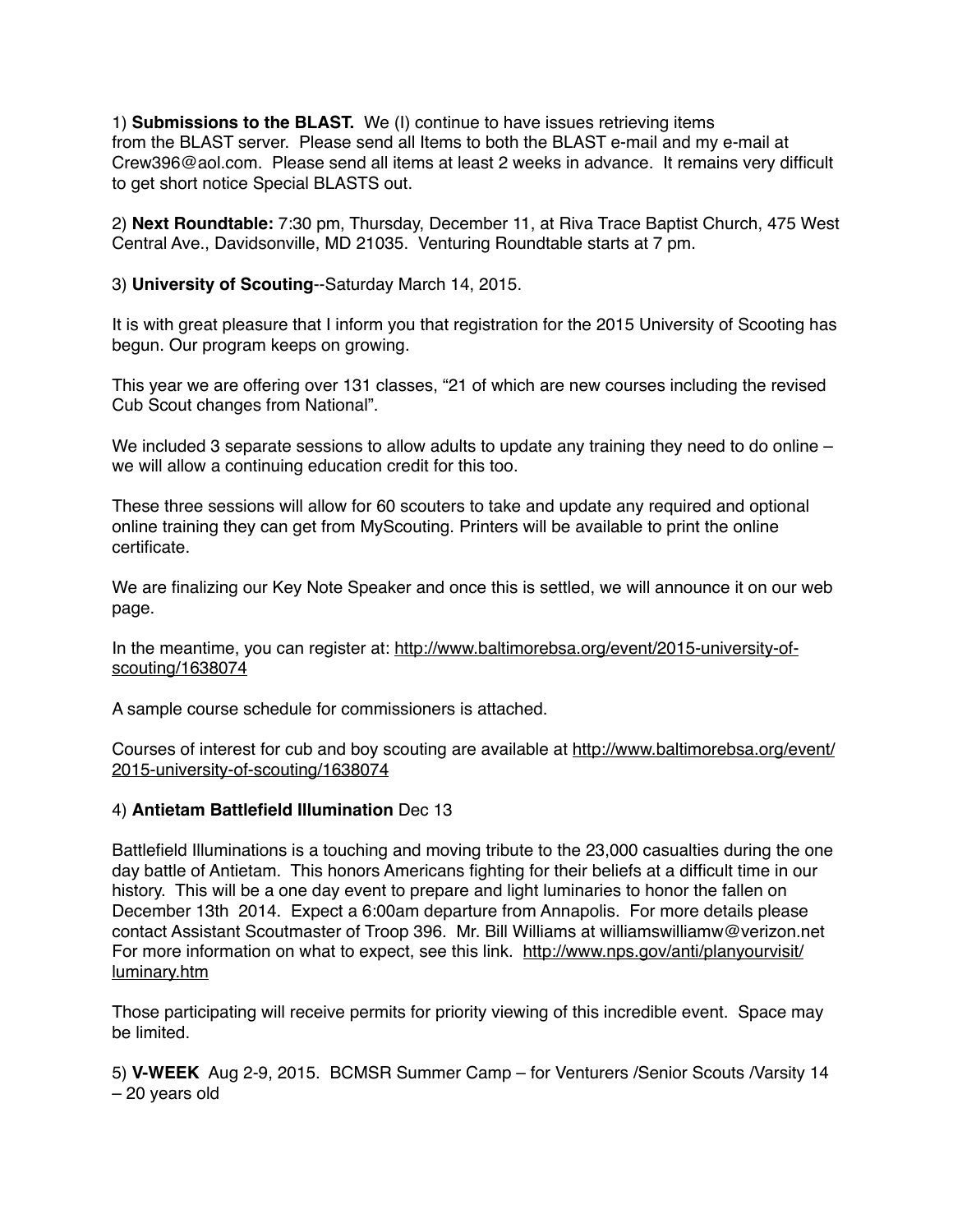1) **Submissions to the BLAST.** We (I) continue to have issues retrieving items from the BLAST server. Please send all Items to both the BLAST e-mail and my e-mail at Crew396@aol.com. Please send all items at least 2 weeks in advance. It remains very difficult to get short notice Special BLASTS out.

2) **Next Roundtable:** 7:30 pm, Thursday, December 11, at Riva Trace Baptist Church, 475 West Central Ave., Davidsonville, MD 21035. Venturing Roundtable starts at 7 pm.

3) **University of Scouting**--Saturday March 14, 2015.

It is with great pleasure that I inform you that registration for the 2015 University of Scooting has begun. Our program keeps on growing.

This year we are offering over 131 classes, "21 of which are new courses including the revised Cub Scout changes from National".

We included 3 separate sessions to allow adults to update any training they need to do online – we will allow a continuing education credit for this too.

These three sessions will allow for 60 scouters to take and update any required and optional online training they can get from MyScouting. Printers will be available to print the online certificate.

We are finalizing our Key Note Speaker and once this is settled, we will announce it on our web page.

In the meantime, you can register at: http://www.baltimorebsa.org/event/2015-university-of-scouting/1638074

A sample course schedule for commissioners is attached.

Courses of interest for cub and boy scouting are available at http://www.baltimorebsa.org/event/2015-university-of-scouting/1638074

4) **Antietam Battlefield Illumination** Dec 13

Battlefield Illuminations is a touching and moving tribute to the 23,000 casualties during the one day battle of Antietam. This honors Americans fighting for their beliefs at a difficult time in our history. This will be a one day event to prepare and light luminaries to honor the fallen on December 13th 2014. Expect a 6:00am departure from Annapolis. For more details please contact Assistant Scoutmaster of Troop 396. Mr. Bill Williams at williamswilliamw@verizon.net For more information on what to expect, see this link. http://www.nps.gov/anti/planyourvisit/luminary.htm

Those participating will receive permits for priority viewing of this incredible event. Space may be limited.

5) **V-WEEK** Aug 2-9, 2015. BCMSR Summer Camp – for Venturers /Senior Scouts /Varsity 14 – 20 years old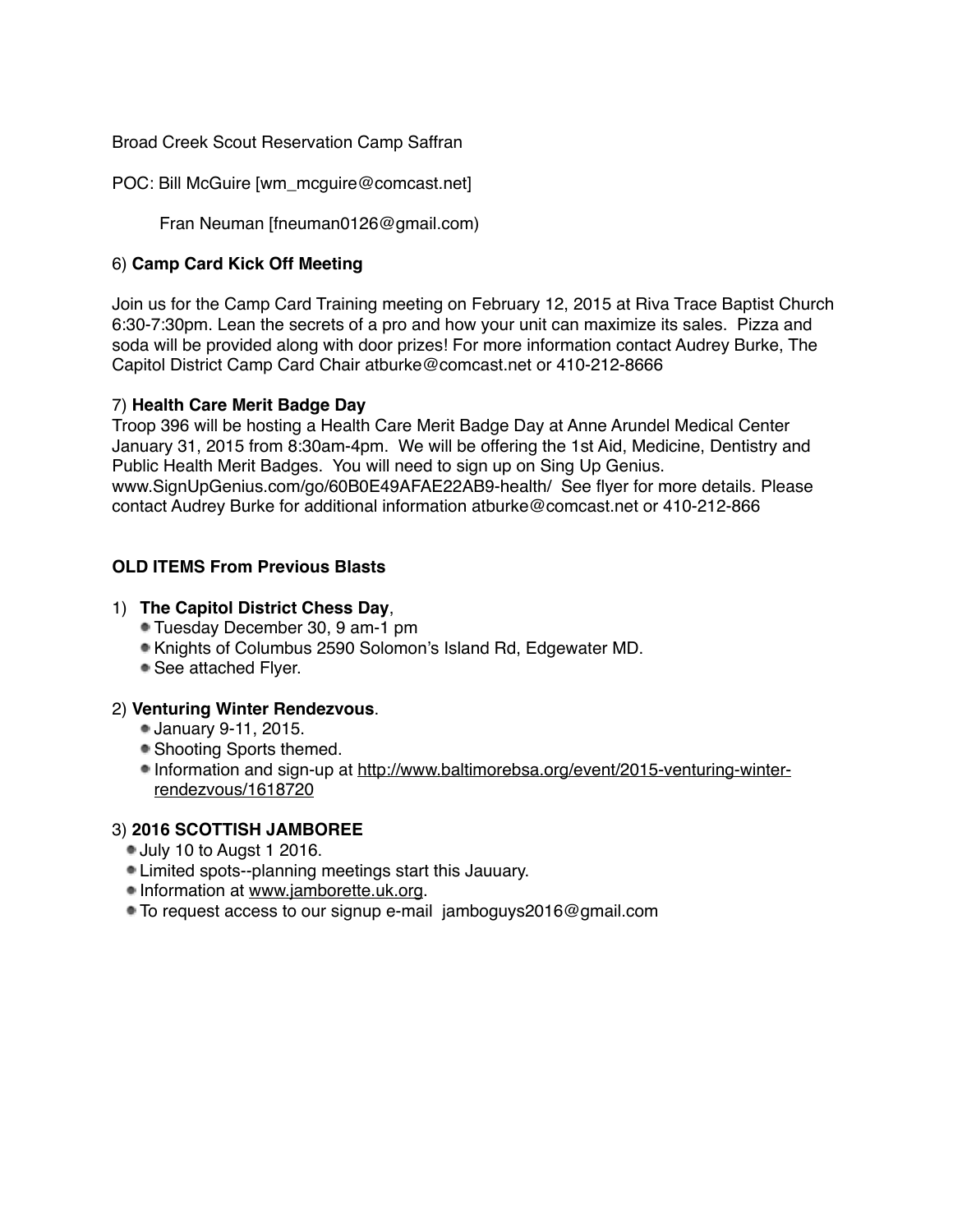Broad Creek Scout Reservation Camp Saffran

POC: Bill McGuire [wm_mcguire@comcast.net]

Fran Neuman [fneuman0126@gmail.com)

6) **Camp Card Kick Off Meeting**

Join us for the Camp Card Training meeting on February 12, 2015 at Riva Trace Baptist Church 6:30-7:30pm. Lean the secrets of a pro and how your unit can maximize its sales. Pizza and soda will be provided along with door prizes! For more information contact Audrey Burke, The Capitol District Camp Card Chair atburke@comcast.net or 410-212-8666

7) **Health Care Merit Badge Day**

Troop 396 will be hosting a Health Care Merit Badge Day at Anne Arundel Medical Center January 31, 2015 from 8:30am-4pm. We will be offering the 1st Aid, Medicine, Dentistry and Public Health Merit Badges. You will need to sign up on Sing Up Genius. www.SignUpGenius.com/go/60B0E49AFAE22AB9-health/ See flyer for more details. Please contact Audrey Burke for additional information atburke@comcast.net or 410-212-866

**OLD ITEMS From Previous Blasts**

1) **The Capitol District Chess Day**,
   - Tuesday December 30, 9 am-1 pm
   - Knights of Columbus 2590 Solomon's Island Rd, Edgewater MD.
   - See attached Flyer.

2) **Venturing Winter Rendezvous**.
   - January 9-11, 2015.
   - Shooting Sports themed.
   - Information and sign-up at http://www.baltimorebsa.org/event/2015-venturing-winter-rendezvous/1618720

3) **2016 SCOTTISH JAMBOREE**
   - July 10 to Augst 1 2016.
   - Limited spots--planning meetings start this Jauuary.
   - Information at www.jamborette.uk.org.
   - To request access to our signup e-mail jamboguys2016@gmail.com